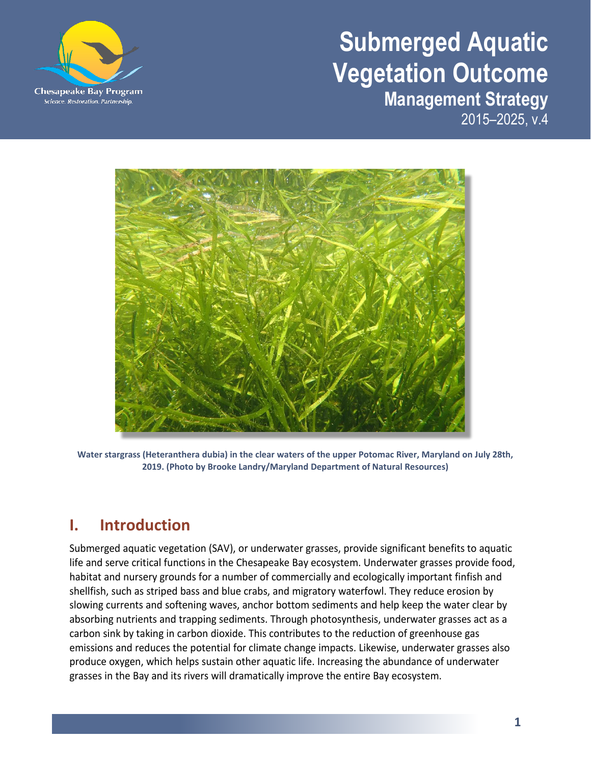# Submerged Aquatic Vegetation Outcome

## Management Strategy

2015–2025, v.4

**Water stargrass (Heteranthera dubia) in the clear waters of the upper Potomac River, Maryland on July 28th, 2019. (Photo by Brooke Landry/Maryland Department of Natural Resources)**

## I. Introduction

Submerged aquatic vegetation (SAV), or underwater grasses, provide significant benefits to aquatic life and serve critical functions in the Chesapeake Bay ecosystem. Underwater grasses provide food, habitat and nursery grounds for a number of commercially and ecologically important finfish and shellfish, such as striped bass and blue crabs, and migratory waterfowl. They reduce erosion by slowing currents and softening waves, anchor bottom sediments and help keep the water clear by absorbing nutrients and trapping sediments. Through photosynthesis, underwater grasses act as a carbon sink by taking in carbon dioxide. This contributes to the reduction of greenhouse gas emissions and reduces the potential for climate change impacts. Likewise, underwater grasses also produce oxygen, which helps sustain other aquatic life. Increasing the abundance of underwater grasses in the Bay and its rivers will dramatically improve the entire Bay ecosystem.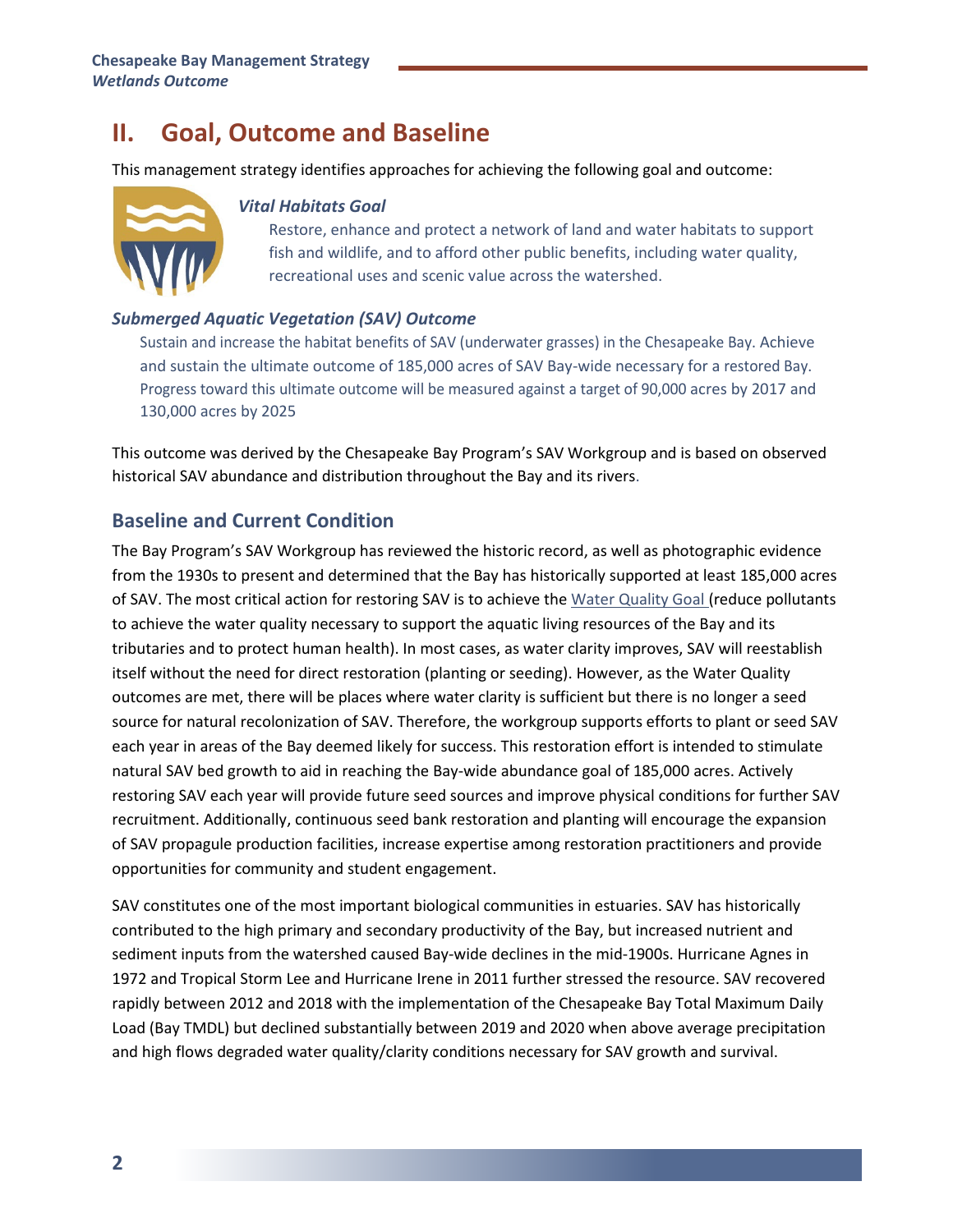## II. Goal, Outcome and Baseline

This management strategy identifies approaches for achieving the following goal and outcome:

### *Vital Habitats Goal*

Restore, enhance and protect a network of land and water habitats to support fish and wildlife, and to afford other public benefits, including water quality, recreational uses and scenic value across the watershed.

### *Submerged Aquatic Vegetation (SAV) Outcome*

Sustain and increase the habitat benefits of SAV (underwater grasses) in the Chesapeake Bay. Achieve and sustain the ultimate outcome of 185,000 acres of SAV Bay-wide necessary for a restored Bay. Progress toward this ultimate outcome will be measured against a target of 90,000 acres by 2017 and 130,000 acres by 2025

This outcome was derived by the Chesapeake Bay Program's SAV Workgroup and is based on observed historical SAV abundance and distribution throughout the Bay and its rivers.

### Baseline and Current Condition

The Bay Program's SAV Workgroup has reviewed the historic record, as well as photographic evidence from the 1930s to present and determined that the Bay has historically supported at least 185,000 acres of SAV. The most critical action for restoring SAV is to achieve the Water Quality Goal (reduce pollutants to achieve the water quality necessary to support the aquatic living resources of the Bay and its tributaries and to protect human health). In most cases, as water clarity improves, SAV will reestablish itself without the need for direct restoration (planting or seeding). However, as the Water Quality outcomes are met, there will be places where water clarity is sufficient but there is no longer a seed source for natural recolonization of SAV. Therefore, the workgroup supports efforts to plant or seed SAV each year in areas of the Bay deemed likely for success. This restoration effort is intended to stimulate natural SAV bed growth to aid in reaching the Bay-wide abundance goal of 185,000 acres. Actively restoring SAV each year will provide future seed sources and improve physical conditions for further SAV recruitment. Additionally, continuous seed bank restoration and planting will encourage the expansion of SAV propagule production facilities, increase expertise among restoration practitioners and provide opportunities for community and student engagement.

SAV constitutes one of the most important biological communities in estuaries. SAV has historically contributed to the high primary and secondary productivity of the Bay, but increased nutrient and sediment inputs from the watershed caused Bay-wide declines in the mid-1900s. Hurricane Agnes in 1972 and Tropical Storm Lee and Hurricane Irene in 2011 further stressed the resource. SAV recovered rapidly between 2012 and 2018 with the implementation of the Chesapeake Bay Total Maximum Daily Load (Bay TMDL) but declined substantially between 2019 and 2020 when above average precipitation and high flows degraded water quality/clarity conditions necessary for SAV growth and survival.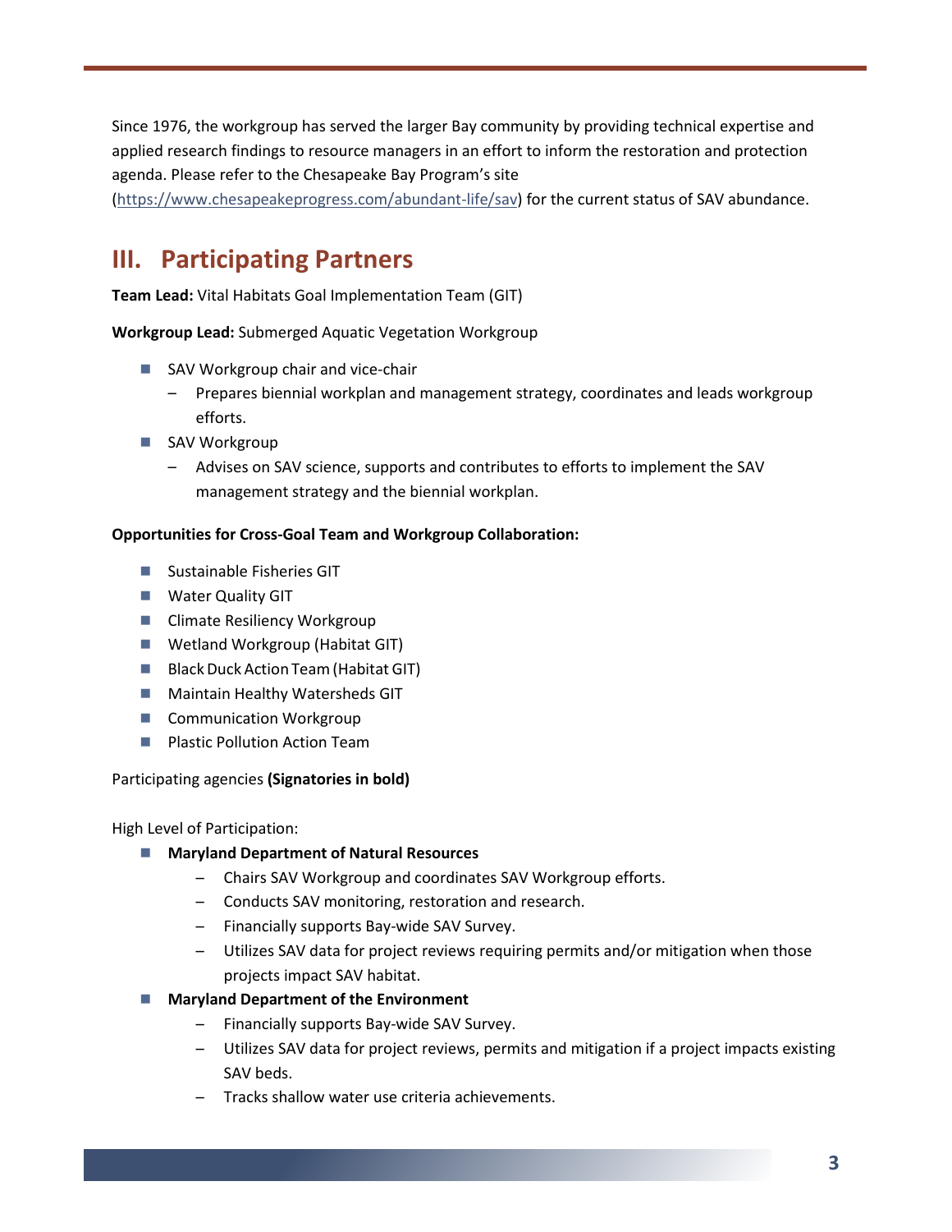Since 1976, the workgroup has served the larger Bay community by providing technical expertise and applied research findings to resource managers in an effort to inform the restoration and protection agenda. Please refer to the Chesapeake Bay Program's site (https://www.chesapeakeprogress.com/abundant-life/sav) for the current status of SAV abundance.

## III. Participating Partners

**Team Lead:** Vital Habitats Goal Implementation Team (GIT)

**Workgroup Lead:** Submerged Aquatic Vegetation Workgroup

- SAV Workgroup chair and vice-chair
  - Prepares biennial workplan and management strategy, coordinates and leads workgroup efforts.
- SAV Workgroup
  - Advises on SAV science, supports and contributes to efforts to implement the SAV management strategy and the biennial workplan.

**Opportunities for Cross-Goal Team and Workgroup Collaboration:**

- Sustainable Fisheries GIT
- Water Quality GIT
- Climate Resiliency Workgroup
- Wetland Workgroup (Habitat GIT)
- Black Duck Action Team (Habitat GIT)
- Maintain Healthy Watersheds GIT
- Communication Workgroup
- Plastic Pollution Action Team

Participating agencies **(Signatories in bold)**

High Level of Participation:

- **Maryland Department of Natural Resources**
  - Chairs SAV Workgroup and coordinates SAV Workgroup efforts.
  - Conducts SAV monitoring, restoration and research.
  - Financially supports Bay-wide SAV Survey.
  - Utilizes SAV data for project reviews requiring permits and/or mitigation when those projects impact SAV habitat.
- **Maryland Department of the Environment**
  - Financially supports Bay-wide SAV Survey.
  - Utilizes SAV data for project reviews, permits and mitigation if a project impacts existing SAV beds.
  - Tracks shallow water use criteria achievements.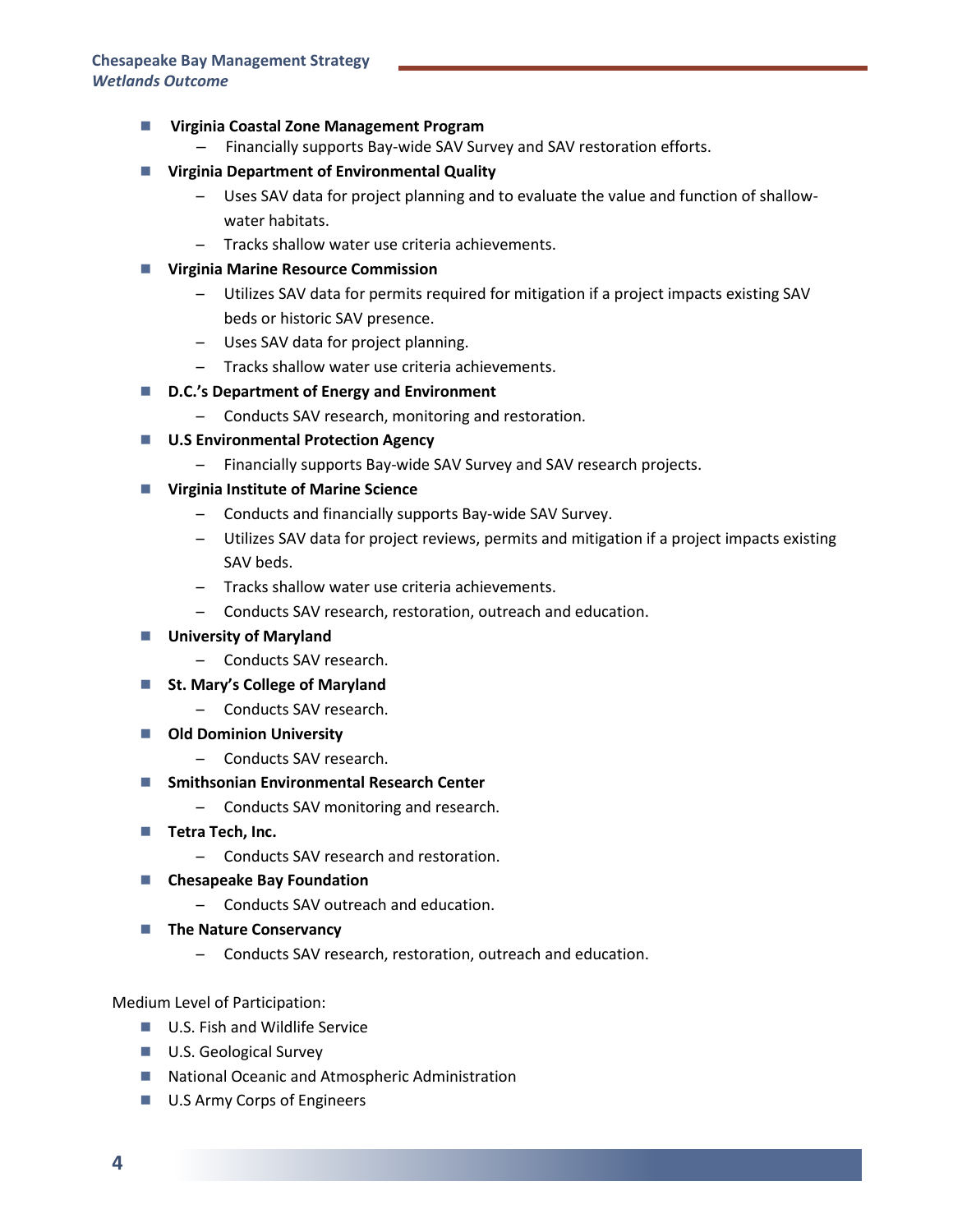- **Virginia Coastal Zone Management Program**
  - Financially supports Bay-wide SAV Survey and SAV restoration efforts.
- **Virginia Department of Environmental Quality**
  - Uses SAV data for project planning and to evaluate the value and function of shallow-water habitats.
  - Tracks shallow water use criteria achievements.
- **Virginia Marine Resource Commission**
  - Utilizes SAV data for permits required for mitigation if a project impacts existing SAV beds or historic SAV presence.
  - Uses SAV data for project planning.
  - Tracks shallow water use criteria achievements.
- **D.C.'s Department of Energy and Environment**
  - Conducts SAV research, monitoring and restoration.
- **U.S Environmental Protection Agency**
  - Financially supports Bay-wide SAV Survey and SAV research projects.
- **Virginia Institute of Marine Science**
  - Conducts and financially supports Bay-wide SAV Survey.
  - Utilizes SAV data for project reviews, permits and mitigation if a project impacts existing SAV beds.
  - Tracks shallow water use criteria achievements.
  - Conducts SAV research, restoration, outreach and education.
- **University of Maryland**
  - Conducts SAV research.
- **St. Mary's College of Maryland**
  - Conducts SAV research.
- **Old Dominion University**
  - Conducts SAV research.
- **Smithsonian Environmental Research Center**
  - Conducts SAV monitoring and research.
- **Tetra Tech, Inc.**
  - Conducts SAV research and restoration.
- **Chesapeake Bay Foundation**
  - Conducts SAV outreach and education.
- **The Nature Conservancy**
  - Conducts SAV research, restoration, outreach and education.

Medium Level of Participation:

- U.S. Fish and Wildlife Service
- U.S. Geological Survey
- National Oceanic and Atmospheric Administration
- U.S Army Corps of Engineers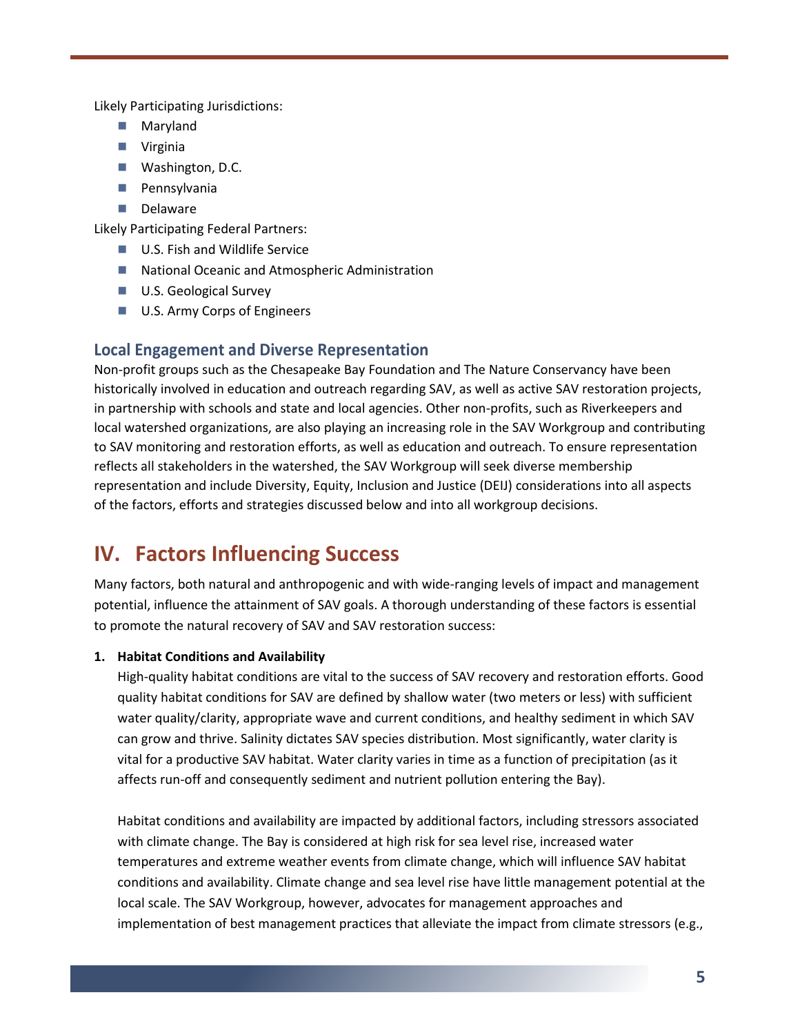Likely Participating Jurisdictions:

- Maryland
- Virginia
- Washington, D.C.
- Pennsylvania
- Delaware

Likely Participating Federal Partners:

- U.S. Fish and Wildlife Service
- National Oceanic and Atmospheric Administration
- U.S. Geological Survey
- U.S. Army Corps of Engineers

### Local Engagement and Diverse Representation

Non-profit groups such as the Chesapeake Bay Foundation and The Nature Conservancy have been historically involved in education and outreach regarding SAV, as well as active SAV restoration projects, in partnership with schools and state and local agencies. Other non-profits, such as Riverkeepers and local watershed organizations, are also playing an increasing role in the SAV Workgroup and contributing to SAV monitoring and restoration efforts, as well as education and outreach. To ensure representation reflects all stakeholders in the watershed, the SAV Workgroup will seek diverse membership representation and include Diversity, Equity, Inclusion and Justice (DEIJ) considerations into all aspects of the factors, efforts and strategies discussed below and into all workgroup decisions.

## IV. Factors Influencing Success

Many factors, both natural and anthropogenic and with wide-ranging levels of impact and management potential, influence the attainment of SAV goals. A thorough understanding of these factors is essential to promote the natural recovery of SAV and SAV restoration success:

1. **Habitat Conditions and Availability**

   High-quality habitat conditions are vital to the success of SAV recovery and restoration efforts. Good quality habitat conditions for SAV are defined by shallow water (two meters or less) with sufficient water quality/clarity, appropriate wave and current conditions, and healthy sediment in which SAV can grow and thrive. Salinity dictates SAV species distribution. Most significantly, water clarity is vital for a productive SAV habitat. Water clarity varies in time as a function of precipitation (as it affects run-off and consequently sediment and nutrient pollution entering the Bay).

   Habitat conditions and availability are impacted by additional factors, including stressors associated with climate change. The Bay is considered at high risk for sea level rise, increased water temperatures and extreme weather events from climate change, which will influence SAV habitat conditions and availability. Climate change and sea level rise have little management potential at the local scale. The SAV Workgroup, however, advocates for management approaches and implementation of best management practices that alleviate the impact from climate stressors (e.g.,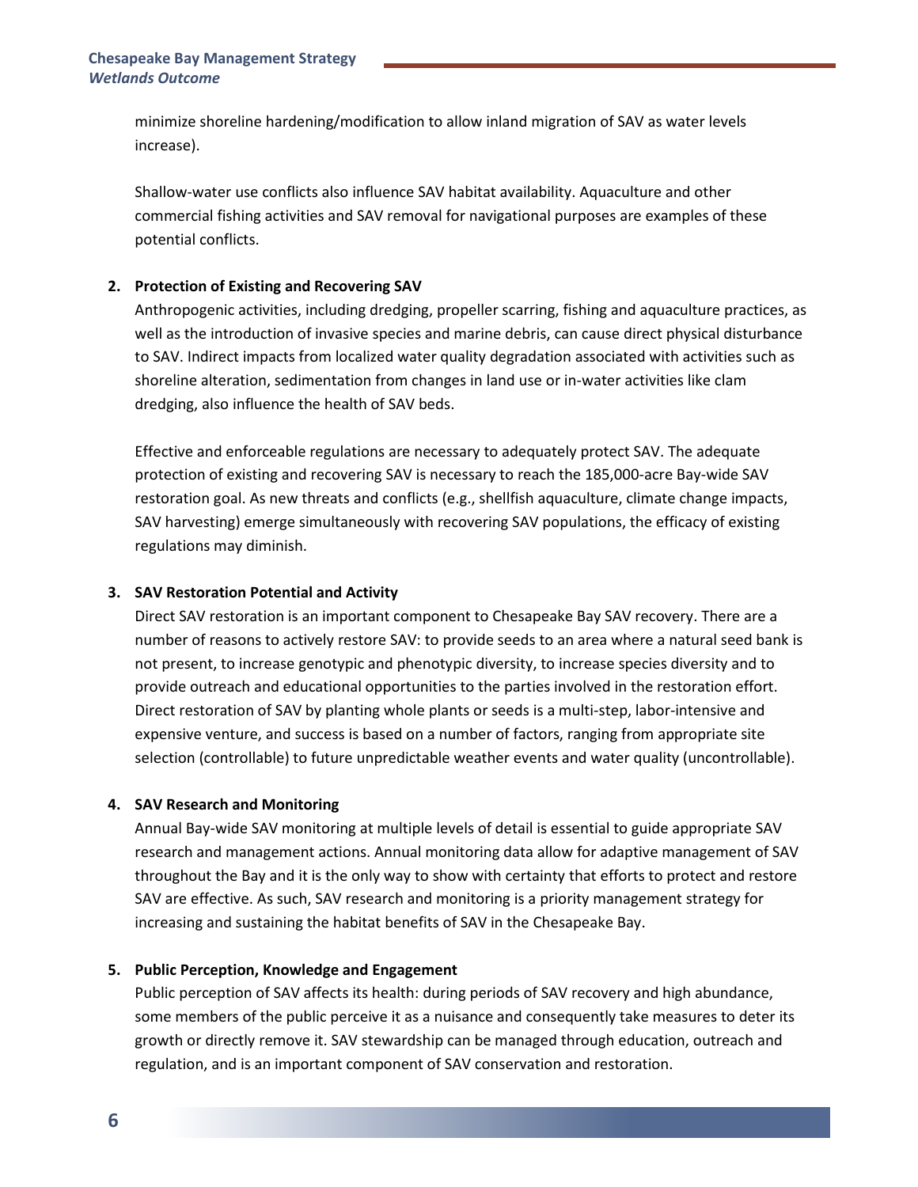minimize shoreline hardening/modification to allow inland migration of SAV as water levels increase).

Shallow-water use conflicts also influence SAV habitat availability. Aquaculture and other commercial fishing activities and SAV removal for navigational purposes are examples of these potential conflicts.

2. **Protection of Existing and Recovering SAV**

   Anthropogenic activities, including dredging, propeller scarring, fishing and aquaculture practices, as well as the introduction of invasive species and marine debris, can cause direct physical disturbance to SAV. Indirect impacts from localized water quality degradation associated with activities such as shoreline alteration, sedimentation from changes in land use or in-water activities like clam dredging, also influence the health of SAV beds.

   Effective and enforceable regulations are necessary to adequately protect SAV. The adequate protection of existing and recovering SAV is necessary to reach the 185,000-acre Bay-wide SAV restoration goal. As new threats and conflicts (e.g., shellfish aquaculture, climate change impacts, SAV harvesting) emerge simultaneously with recovering SAV populations, the efficacy of existing regulations may diminish.

3. **SAV Restoration Potential and Activity**

   Direct SAV restoration is an important component to Chesapeake Bay SAV recovery. There are a number of reasons to actively restore SAV: to provide seeds to an area where a natural seed bank is not present, to increase genotypic and phenotypic diversity, to increase species diversity and to provide outreach and educational opportunities to the parties involved in the restoration effort. Direct restoration of SAV by planting whole plants or seeds is a multi-step, labor-intensive and expensive venture, and success is based on a number of factors, ranging from appropriate site selection (controllable) to future unpredictable weather events and water quality (uncontrollable).

4. **SAV Research and Monitoring**

   Annual Bay-wide SAV monitoring at multiple levels of detail is essential to guide appropriate SAV research and management actions. Annual monitoring data allow for adaptive management of SAV throughout the Bay and it is the only way to show with certainty that efforts to protect and restore SAV are effective. As such, SAV research and monitoring is a priority management strategy for increasing and sustaining the habitat benefits of SAV in the Chesapeake Bay.

5. **Public Perception, Knowledge and Engagement**

   Public perception of SAV affects its health: during periods of SAV recovery and high abundance, some members of the public perceive it as a nuisance and consequently take measures to deter its growth or directly remove it. SAV stewardship can be managed through education, outreach and regulation, and is an important component of SAV conservation and restoration.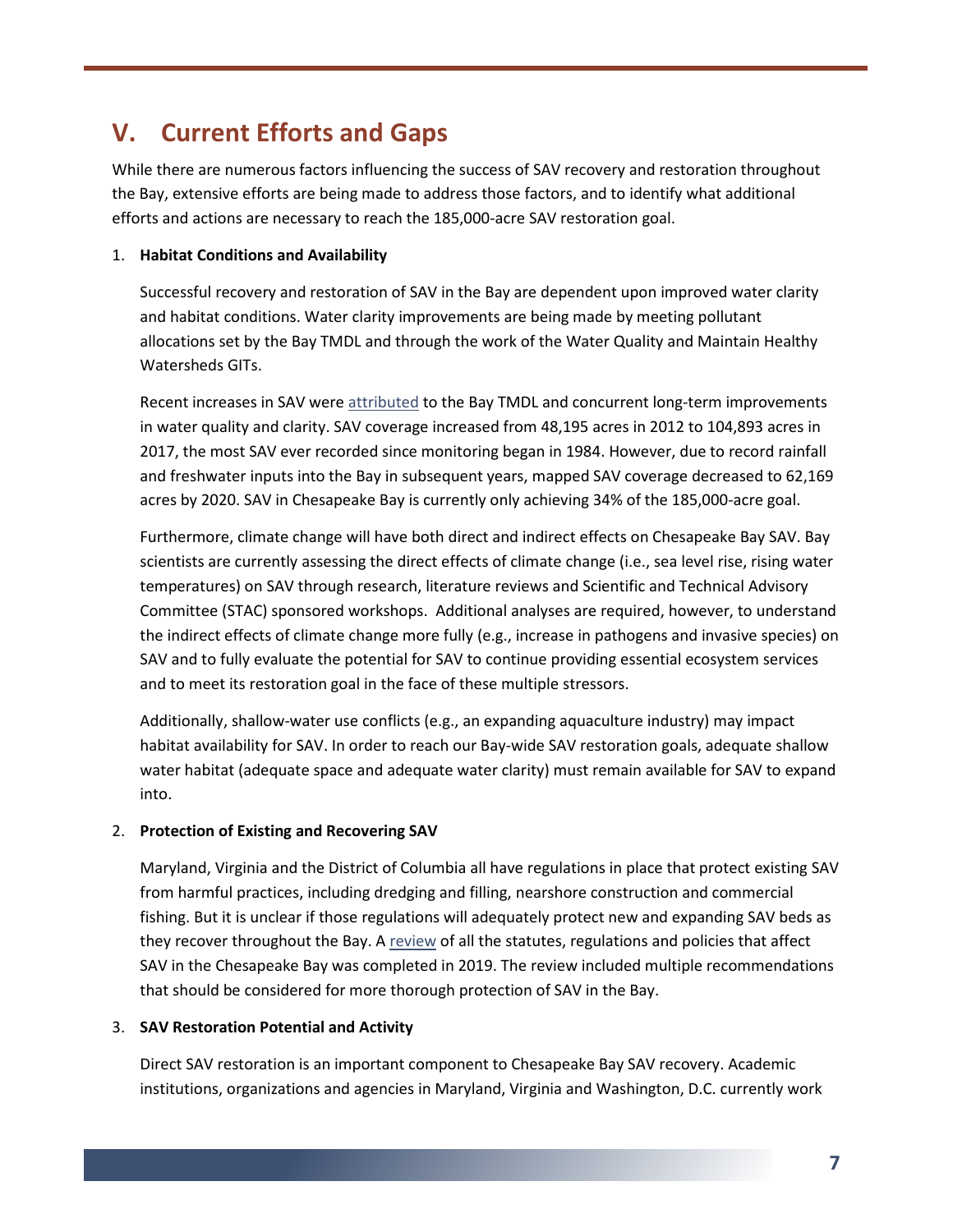# V. Current Efforts and Gaps

While there are numerous factors influencing the success of SAV recovery and restoration throughout the Bay, extensive efforts are being made to address those factors, and to identify what additional efforts and actions are necessary to reach the 185,000-acre SAV restoration goal.

1. **Habitat Conditions and Availability**

   Successful recovery and restoration of SAV in the Bay are dependent upon improved water clarity and habitat conditions. Water clarity improvements are being made by meeting pollutant allocations set by the Bay TMDL and through the work of the Water Quality and Maintain Healthy Watersheds GITs.

   Recent increases in SAV were attributed to the Bay TMDL and concurrent long-term improvements in water quality and clarity. SAV coverage increased from 48,195 acres in 2012 to 104,893 acres in 2017, the most SAV ever recorded since monitoring began in 1984. However, due to record rainfall and freshwater inputs into the Bay in subsequent years, mapped SAV coverage decreased to 62,169 acres by 2020. SAV in Chesapeake Bay is currently only achieving 34% of the 185,000-acre goal.

   Furthermore, climate change will have both direct and indirect effects on Chesapeake Bay SAV. Bay scientists are currently assessing the direct effects of climate change (i.e., sea level rise, rising water temperatures) on SAV through research, literature reviews and Scientific and Technical Advisory Committee (STAC) sponsored workshops. Additional analyses are required, however, to understand the indirect effects of climate change more fully (e.g., increase in pathogens and invasive species) on SAV and to fully evaluate the potential for SAV to continue providing essential ecosystem services and to meet its restoration goal in the face of these multiple stressors.

   Additionally, shallow-water use conflicts (e.g., an expanding aquaculture industry) may impact habitat availability for SAV. In order to reach our Bay-wide SAV restoration goals, adequate shallow water habitat (adequate space and adequate water clarity) must remain available for SAV to expand into.

2. **Protection of Existing and Recovering SAV**

   Maryland, Virginia and the District of Columbia all have regulations in place that protect existing SAV from harmful practices, including dredging and filling, nearshore construction and commercial fishing. But it is unclear if those regulations will adequately protect new and expanding SAV beds as they recover throughout the Bay. A review of all the statutes, regulations and policies that affect SAV in the Chesapeake Bay was completed in 2019. The review included multiple recommendations that should be considered for more thorough protection of SAV in the Bay.

3. **SAV Restoration Potential and Activity**

   Direct SAV restoration is an important component to Chesapeake Bay SAV recovery. Academic institutions, organizations and agencies in Maryland, Virginia and Washington, D.C. currently work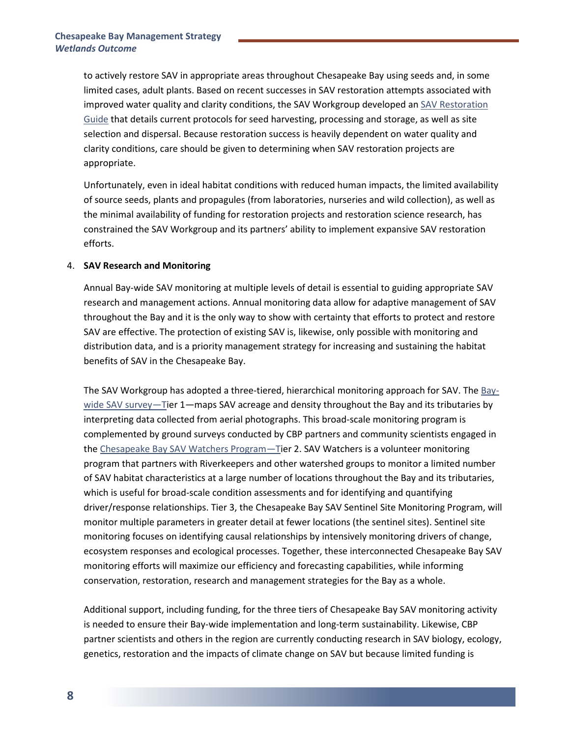to actively restore SAV in appropriate areas throughout Chesapeake Bay using seeds and, in some limited cases, adult plants. Based on recent successes in SAV restoration attempts associated with improved water quality and clarity conditions, the SAV Workgroup developed an SAV Restoration Guide that details current protocols for seed harvesting, processing and storage, as well as site selection and dispersal. Because restoration success is heavily dependent on water quality and clarity conditions, care should be given to determining when SAV restoration projects are appropriate.

Unfortunately, even in ideal habitat conditions with reduced human impacts, the limited availability of source seeds, plants and propagules (from laboratories, nurseries and wild collection), as well as the minimal availability of funding for restoration projects and restoration science research, has constrained the SAV Workgroup and its partners' ability to implement expansive SAV restoration efforts.

4. **SAV Research and Monitoring**

   Annual Bay-wide SAV monitoring at multiple levels of detail is essential to guiding appropriate SAV research and management actions. Annual monitoring data allow for adaptive management of SAV throughout the Bay and it is the only way to show with certainty that efforts to protect and restore SAV are effective. The protection of existing SAV is, likewise, only possible with monitoring and distribution data, and is a priority management strategy for increasing and sustaining the habitat benefits of SAV in the Chesapeake Bay.

   The SAV Workgroup has adopted a three-tiered, hierarchical monitoring approach for SAV. The Bay-wide SAV survey—Tier 1—maps SAV acreage and density throughout the Bay and its tributaries by interpreting data collected from aerial photographs. This broad-scale monitoring program is complemented by ground surveys conducted by CBP partners and community scientists engaged in the Chesapeake Bay SAV Watchers Program—Tier 2. SAV Watchers is a volunteer monitoring program that partners with Riverkeepers and other watershed groups to monitor a limited number of SAV habitat characteristics at a large number of locations throughout the Bay and its tributaries, which is useful for broad-scale condition assessments and for identifying and quantifying driver/response relationships. Tier 3, the Chesapeake Bay SAV Sentinel Site Monitoring Program, will monitor multiple parameters in greater detail at fewer locations (the sentinel sites). Sentinel site monitoring focuses on identifying causal relationships by intensively monitoring drivers of change, ecosystem responses and ecological processes. Together, these interconnected Chesapeake Bay SAV monitoring efforts will maximize our efficiency and forecasting capabilities, while informing conservation, restoration, research and management strategies for the Bay as a whole.

   Additional support, including funding, for the three tiers of Chesapeake Bay SAV monitoring activity is needed to ensure their Bay-wide implementation and long-term sustainability. Likewise, CBP partner scientists and others in the region are currently conducting research in SAV biology, ecology, genetics, restoration and the impacts of climate change on SAV but because limited funding is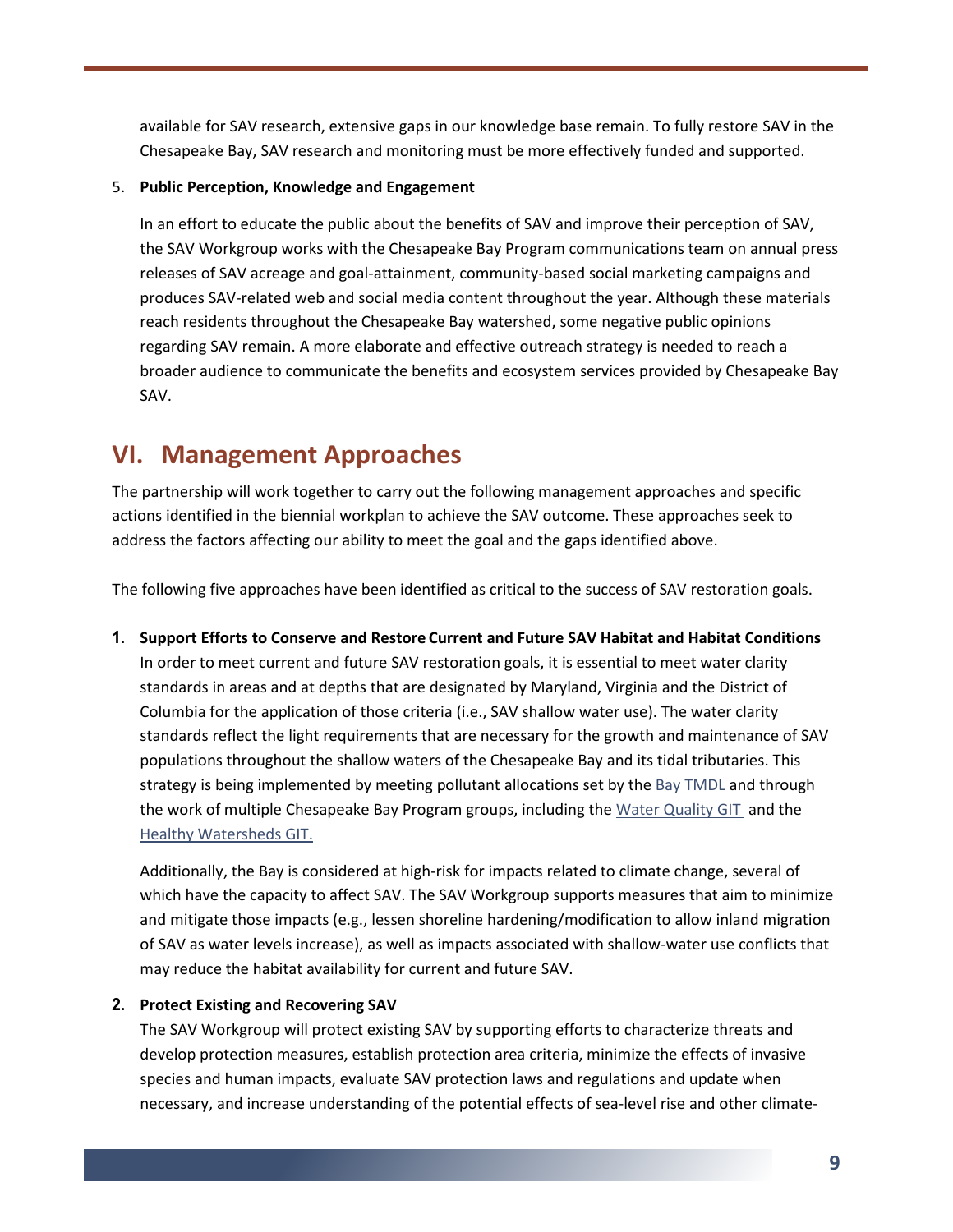available for SAV research, extensive gaps in our knowledge base remain. To fully restore SAV in the Chesapeake Bay, SAV research and monitoring must be more effectively funded and supported.

5. **Public Perception, Knowledge and Engagement**

   In an effort to educate the public about the benefits of SAV and improve their perception of SAV, the SAV Workgroup works with the Chesapeake Bay Program communications team on annual press releases of SAV acreage and goal-attainment, community-based social marketing campaigns and produces SAV-related web and social media content throughout the year. Although these materials reach residents throughout the Chesapeake Bay watershed, some negative public opinions regarding SAV remain. A more elaborate and effective outreach strategy is needed to reach a broader audience to communicate the benefits and ecosystem services provided by Chesapeake Bay SAV.

## VI. Management Approaches

The partnership will work together to carry out the following management approaches and specific actions identified in the biennial workplan to achieve the SAV outcome. These approaches seek to address the factors affecting our ability to meet the goal and the gaps identified above.

The following five approaches have been identified as critical to the success of SAV restoration goals.

1. **Support Efforts to Conserve and Restore Current and Future SAV Habitat and Habitat Conditions**
   In order to meet current and future SAV restoration goals, it is essential to meet water clarity standards in areas and at depths that are designated by Maryland, Virginia and the District of Columbia for the application of those criteria (i.e., SAV shallow water use). The water clarity standards reflect the light requirements that are necessary for the growth and maintenance of SAV populations throughout the shallow waters of the Chesapeake Bay and its tidal tributaries. This strategy is being implemented by meeting pollutant allocations set by the Bay TMDL and through the work of multiple Chesapeake Bay Program groups, including the Water Quality GIT and the Healthy Watersheds GIT.

   Additionally, the Bay is considered at high-risk for impacts related to climate change, several of which have the capacity to affect SAV. The SAV Workgroup supports measures that aim to minimize and mitigate those impacts (e.g., lessen shoreline hardening/modification to allow inland migration of SAV as water levels increase), as well as impacts associated with shallow-water use conflicts that may reduce the habitat availability for current and future SAV.

2. **Protect Existing and Recovering SAV**
   The SAV Workgroup will protect existing SAV by supporting efforts to characterize threats and develop protection measures, establish protection area criteria, minimize the effects of invasive species and human impacts, evaluate SAV protection laws and regulations and update when necessary, and increase understanding of the potential effects of sea-level rise and other climate-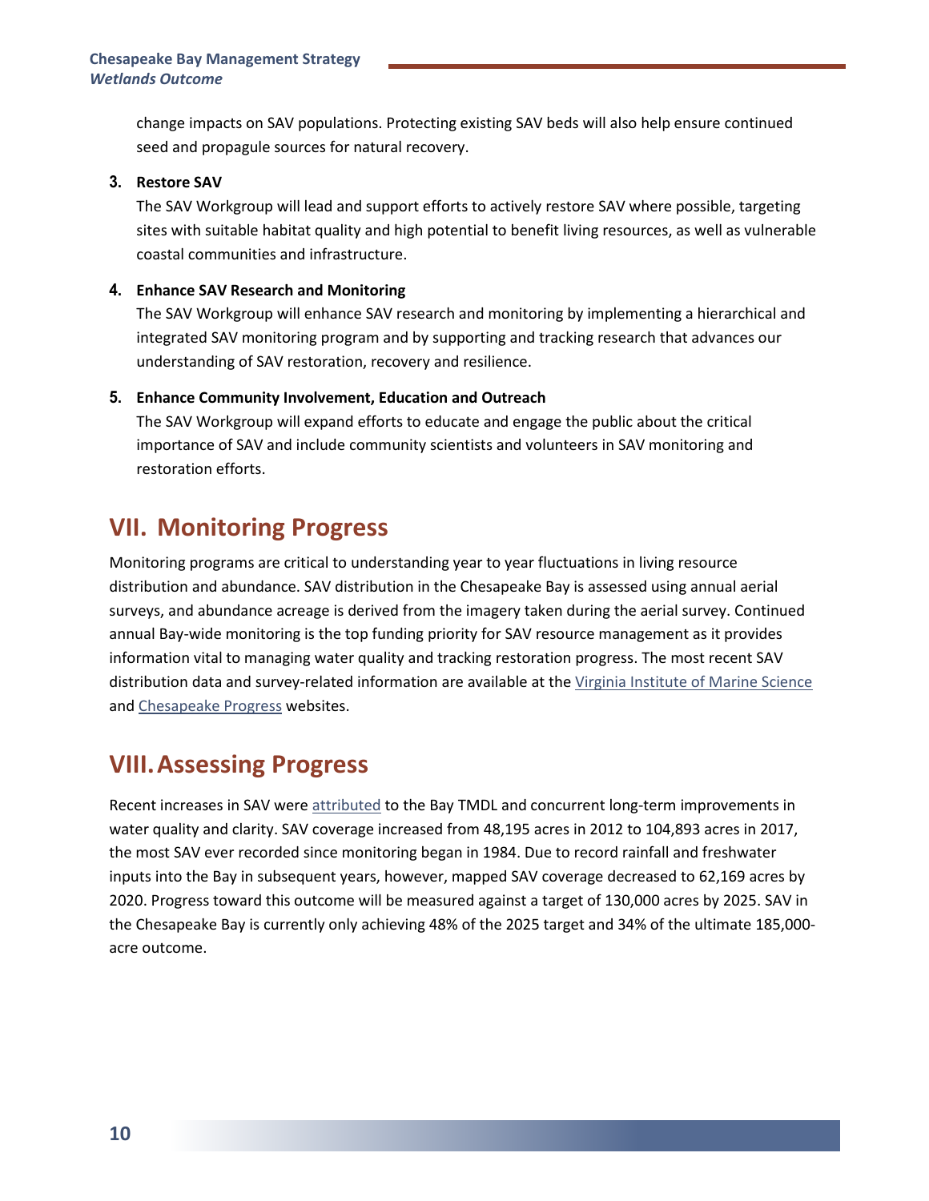change impacts on SAV populations. Protecting existing SAV beds will also help ensure continued seed and propagule sources for natural recovery.

3. **Restore SAV**
   The SAV Workgroup will lead and support efforts to actively restore SAV where possible, targeting sites with suitable habitat quality and high potential to benefit living resources, as well as vulnerable coastal communities and infrastructure.

4. **Enhance SAV Research and Monitoring**
   The SAV Workgroup will enhance SAV research and monitoring by implementing a hierarchical and integrated SAV monitoring program and by supporting and tracking research that advances our understanding of SAV restoration, recovery and resilience.

5. **Enhance Community Involvement, Education and Outreach**
   The SAV Workgroup will expand efforts to educate and engage the public about the critical importance of SAV and include community scientists and volunteers in SAV monitoring and restoration efforts.

## VII. Monitoring Progress

Monitoring programs are critical to understanding year to year fluctuations in living resource distribution and abundance. SAV distribution in the Chesapeake Bay is assessed using annual aerial surveys, and abundance acreage is derived from the imagery taken during the aerial survey. Continued annual Bay-wide monitoring is the top funding priority for SAV resource management as it provides information vital to managing water quality and tracking restoration progress. The most recent SAV distribution data and survey-related information are available at the Virginia Institute of Marine Science and Chesapeake Progress websites.

## VIII. Assessing Progress

Recent increases in SAV were attributed to the Bay TMDL and concurrent long-term improvements in water quality and clarity. SAV coverage increased from 48,195 acres in 2012 to 104,893 acres in 2017, the most SAV ever recorded since monitoring began in 1984. Due to record rainfall and freshwater inputs into the Bay in subsequent years, however, mapped SAV coverage decreased to 62,169 acres by 2020. Progress toward this outcome will be measured against a target of 130,000 acres by 2025. SAV in the Chesapeake Bay is currently only achieving 48% of the 2025 target and 34% of the ultimate 185,000-acre outcome.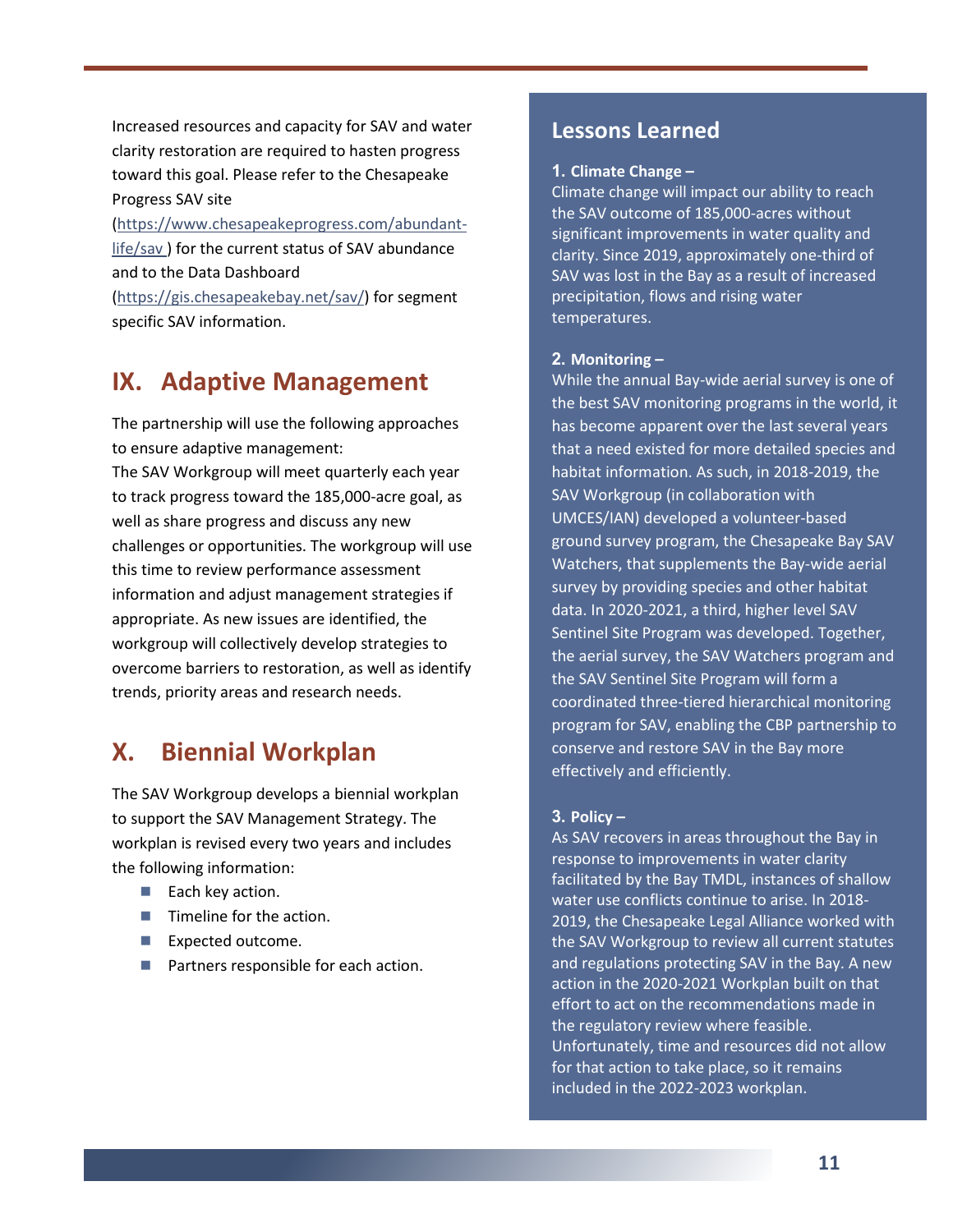Increased resources and capacity for SAV and water clarity restoration are required to hasten progress toward this goal. Please refer to the Chesapeake Progress SAV site (https://www.chesapeakeprogress.com/abundant-life/sav ) for the current status of SAV abundance and to the Data Dashboard (https://gis.chesapeakebay.net/sav/) for segment specific SAV information.

## IX. Adaptive Management

The partnership will use the following approaches to ensure adaptive management:
The SAV Workgroup will meet quarterly each year to track progress toward the 185,000-acre goal, as well as share progress and discuss any new challenges or opportunities. The workgroup will use this time to review performance assessment information and adjust management strategies if appropriate. As new issues are identified, the workgroup will collectively develop strategies to overcome barriers to restoration, as well as identify trends, priority areas and research needs.

## X. Biennial Workplan

The SAV Workgroup develops a biennial workplan to support the SAV Management Strategy. The workplan is revised every two years and includes the following information:

- Each key action.
- Timeline for the action.
- Expected outcome.
- Partners responsible for each action.

## Lessons Learned

**1. Climate Change –**
Climate change will impact our ability to reach the SAV outcome of 185,000-acres without significant improvements in water quality and clarity. Since 2019, approximately one-third of SAV was lost in the Bay as a result of increased precipitation, flows and rising water temperatures.

**2. Monitoring –**
While the annual Bay-wide aerial survey is one of the best SAV monitoring programs in the world, it has become apparent over the last several years that a need existed for more detailed species and habitat information. As such, in 2018-2019, the SAV Workgroup (in collaboration with UMCES/IAN) developed a volunteer-based ground survey program, the Chesapeake Bay SAV Watchers, that supplements the Bay-wide aerial survey by providing species and other habitat data. In 2020-2021, a third, higher level SAV Sentinel Site Program was developed. Together, the aerial survey, the SAV Watchers program and the SAV Sentinel Site Program will form a coordinated three-tiered hierarchical monitoring program for SAV, enabling the CBP partnership to conserve and restore SAV in the Bay more effectively and efficiently.

**3. Policy –**
As SAV recovers in areas throughout the Bay in response to improvements in water clarity facilitated by the Bay TMDL, instances of shallow water use conflicts continue to arise. In 2018-2019, the Chesapeake Legal Alliance worked with the SAV Workgroup to review all current statutes and regulations protecting SAV in the Bay. A new action in the 2020-2021 Workplan built on that effort to act on the recommendations made in the regulatory review where feasible. Unfortunately, time and resources did not allow for that action to take place, so it remains included in the 2022-2023 workplan.